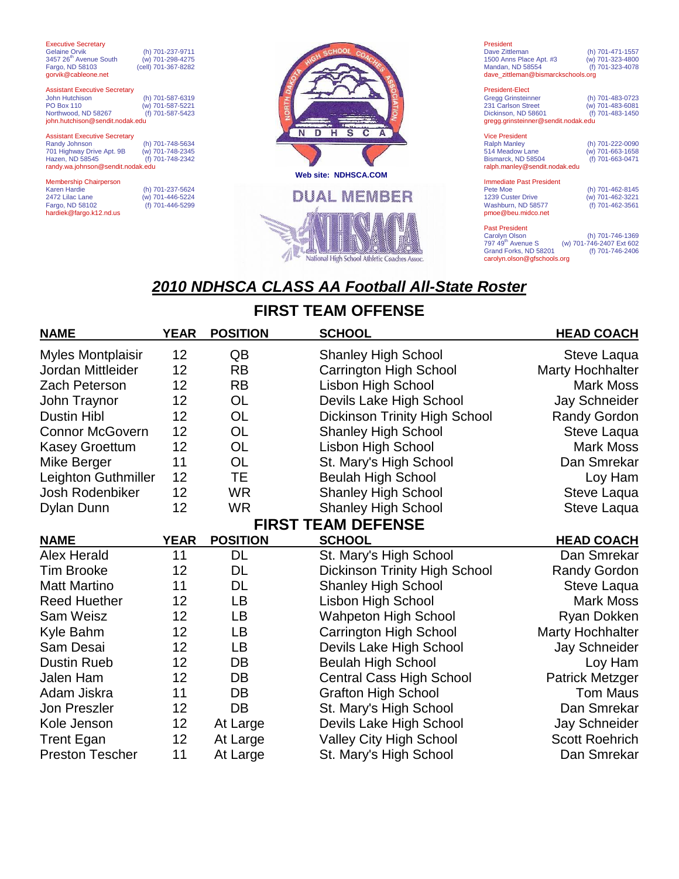Executive Secretary
Gelaine Orvik (h) 701-237-9711
3457 26th Avenue South (w) 701-298-4275
Fargo, ND 58103 (cell) 701-367-8282
gorvik@cableone.net

Assistant Executive Secretary
John Hutchison (h) 701-587-6319
PO Box 110 (w) 701-587-5221
Northwood, ND 58267 (f) 701-587-5423
john.hutchison@sendit.nodak.edu

Assistant Executive Secretary
Randy Johnson (h) 701-748-5634
701 Highway Drive Apt. 9B (w) 701-748-2345
Hazen, ND 58545 (f) 701-748-2342
randy.wa.johnson@sendit.nodak.edu

Membership Chairperson
Karen Hardie (h) 701-237-5624
2472 Lilac Lane (w) 701-446-5224
Fargo, ND 58102 (f) 701-446-5299
hardiek@fargo.k12.nd.us

NORTH DAKOTA HIGH SCHOOL COACHES ASSOCIATION
N D H S C A

Web site: NDHSCA.COM

DUAL MEMBER

NHSACA
National High School Athletic Coaches Assoc.

President
Dave Zittleman (h) 701-471-1557
1500 Anns Place Apt. #3 (w) 701-323-4800
Mandan, ND 58554 (f) 701-323-4078
dave_zittleman@bismarckschools.org

President-Elect
Gregg Grinsteinner (h) 701-483-0723
231 Carlson Street (w) 701-483-6081
Dickinson, ND 58601 (f) 701-483-1450
gregg.grinsteinner@sendit.nodak.edu

Vice President
Ralph Manley (h) 701-222-0090
514 Meadow Lane (w) 701-663-1658
Bismarck, ND 58504 (f) 701-663-0471
ralph.manley@sendit.nodak.edu

Immediate Past President
Pete Moe (h) 701-462-8145
1239 Custer Drive (w) 701-462-3221
Washburn, ND 58577 (f) 701-462-3561
pmoe@beu.midco.net

Past President
Carolyn Olson (h) 701-746-1369
797 49th Avenue S (w) 701-746-2407 Ext 602
Grand Forks, ND 58201 (f) 701-746-2406
carolyn.olson@gfschools.org

# *2010 NDHSCA CLASS AA Football All-State Roster*

## FIRST TEAM OFFENSE

| NAME | YEAR | POSITION | SCHOOL | HEAD COACH |
|---|---|---|---|---|
| Myles Montplaisir | 12 | QB | Shanley High School | Steve Laqua |
| Jordan Mittleider | 12 | RB | Carrington High School | Marty Hochhalter |
| Zach Peterson | 12 | RB | Lisbon High School | Mark Moss |
| John Traynor | 12 | OL | Devils Lake High School | Jay Schneider |
| Dustin Hibl | 12 | OL | Dickinson Trinity High School | Randy Gordon |
| Connor McGovern | 12 | OL | Shanley High School | Steve Laqua |
| Kasey Groettum | 12 | OL | Lisbon High School | Mark Moss |
| Mike Berger | 11 | OL | St. Mary's High School | Dan Smrekar |
| Leighton Guthmiller | 12 | TE | Beulah High School | Loy Ham |
| Josh Rodenbiker | 12 | WR | Shanley High School | Steve Laqua |
| Dylan Dunn | 12 | WR | Shanley High School | Steve Laqua |

## FIRST TEAM DEFENSE

| NAME | YEAR | POSITION | SCHOOL | HEAD COACH |
|---|---|---|---|---|
| Alex Herald | 11 | DL | St. Mary's High School | Dan Smrekar |
| Tim Brooke | 12 | DL | Dickinson Trinity High School | Randy Gordon |
| Matt Martino | 11 | DL | Shanley High School | Steve Laqua |
| Reed Huether | 12 | LB | Lisbon High School | Mark Moss |
| Sam Weisz | 12 | LB | Wahpeton High School | Ryan Dokken |
| Kyle Bahm | 12 | LB | Carrington High School | Marty Hochhalter |
| Sam Desai | 12 | LB | Devils Lake High School | Jay Schneider |
| Dustin Rueb | 12 | DB | Beulah High School | Loy Ham |
| Jalen Ham | 12 | DB | Central Cass High School | Patrick Metzger |
| Adam Jiskra | 11 | DB | Grafton High School | Tom Maus |
| Jon Preszler | 12 | DB | St. Mary's High School | Dan Smrekar |
| Kole Jenson | 12 | At Large | Devils Lake High School | Jay Schneider |
| Trent Egan | 12 | At Large | Valley City High School | Scott Roehrich |
| Preston Tescher | 11 | At Large | St. Mary's High School | Dan Smrekar |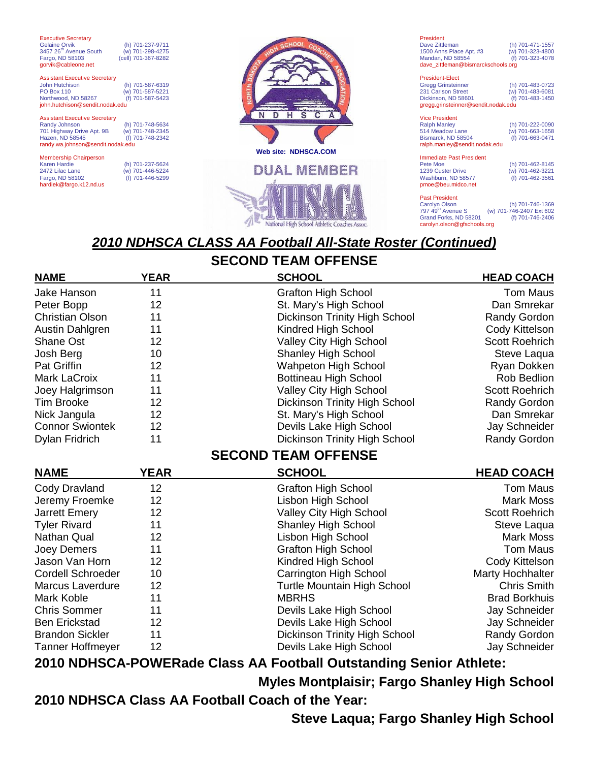Executive Secretary
Gelaine Orvik (h) 701-237-9711
3457 26th Avenue South (w) 701-298-4275
Fargo, ND 58103 (cell) 701-367-8282
gorvik@cableone.net

Assistant Executive Secretary
John Hutchison (h) 701-587-6319
PO Box 110 (w) 701-587-5221
Northwood, ND 58267 (f) 701-587-5423
john.hutchison@sendit.nodak.edu

Assistant Executive Secretary
Randy Johnson (h) 701-748-5634
701 Highway Drive Apt. 9B (w) 701-748-2345
Hazen, ND 58545 (f) 701-748-2342
randy.wa.johnson@sendit.nodak.edu

Membership Chairperson
Karen Hardie (h) 701-237-5624
2472 Lilac Lane (w) 701-446-5224
Fargo, ND 58102 (f) 701-446-5299
hardiek@fargo.k12.nd.us

Web site: NDHSCA.COM

DUAL MEMBER

President
Dave Zittleman (h) 701-471-1557
1500 Anns Place Apt. #3 (w) 701-323-4800
Mandan, ND 58554 (f) 701-323-4078
dave_zittleman@bismarckschools.org

President-Elect
Gregg Grinsteinner (h) 701-483-0723
231 Carlson Street (w) 701-483-6081
Dickinson, ND 58601 (f) 701-483-1450
gregg.grinsteinner@sendit.nodak.edu

Vice President
Ralph Manley (h) 701-222-0090
514 Meadow Lane (w) 701-663-1658
Bismarck, ND 58504 (f) 701-663-0471
ralph.manley@sendit.nodak.edu

Immediate Past President
Pete Moe (h) 701-462-8145
1239 Custer Drive (w) 701-462-3221
Washburn, ND 58577 (f) 701-462-3561
pmoe@beu.midco.net

Past President
Carolyn Olson (h) 701-746-1369
797 49th Avenue S (w) 701-746-2407 Ext 602
Grand Forks, ND 58201 (f) 701-746-2406
carolyn.olson@gfschools.org

## *2010 NDHSCA CLASS AA Football All-State Roster (Continued)*

### SECOND TEAM OFFENSE

| NAME | YEAR | SCHOOL | HEAD COACH |
|---|---|---|---|
| Jake Hanson | 11 | Grafton High School | Tom Maus |
| Peter Bopp | 12 | St. Mary's High School | Dan Smrekar |
| Christian Olson | 11 | Dickinson Trinity High School | Randy Gordon |
| Austin Dahlgren | 11 | Kindred High School | Cody Kittelson |
| Shane Ost | 12 | Valley City High School | Scott Roehrich |
| Josh Berg | 10 | Shanley High School | Steve Laqua |
| Pat Griffin | 12 | Wahpeton High School | Ryan Dokken |
| Mark LaCroix | 11 | Bottineau High School | Rob Bedlion |
| Joey Halgrimson | 11 | Valley City High School | Scott Roehrich |
| Tim Brooke | 12 | Dickinson Trinity High School | Randy Gordon |
| Nick Jangula | 12 | St. Mary's High School | Dan Smrekar |
| Connor Swiontek | 12 | Devils Lake High School | Jay Schneider |
| Dylan Fridrich | 11 | Dickinson Trinity High School | Randy Gordon |

### SECOND TEAM OFFENSE

| NAME | YEAR | SCHOOL | HEAD COACH |
|---|---|---|---|
| Cody Dravland | 12 | Grafton High School | Tom Maus |
| Jeremy Froemke | 12 | Lisbon High School | Mark Moss |
| Jarrett Emery | 12 | Valley City High School | Scott Roehrich |
| Tyler Rivard | 11 | Shanley High School | Steve Laqua |
| Nathan Qual | 12 | Lisbon High School | Mark Moss |
| Joey Demers | 11 | Grafton High School | Tom Maus |
| Jason Van Horn | 12 | Kindred High School | Cody Kittelson |
| Cordell Schroeder | 10 | Carrington High School | Marty Hochhalter |
| Marcus Laverdure | 12 | Turtle Mountain High School | Chris Smith |
| Mark Koble | 11 | MBRHS | Brad Borkhuis |
| Chris Sommer | 11 | Devils Lake High School | Jay Schneider |
| Ben Erickstad | 12 | Devils Lake High School | Jay Schneider |
| Brandon Sickler | 11 | Dickinson Trinity High School | Randy Gordon |
| Tanner Hoffmeyer | 12 | Devils Lake High School | Jay Schneider |

**2010 NDHSCA-POWERade Class AA Football Outstanding Senior Athlete:**

**Myles Montplaisir; Fargo Shanley High School**

**2010 NDHSCA Class AA Football Coach of the Year:**

**Steve Laqua; Fargo Shanley High School**